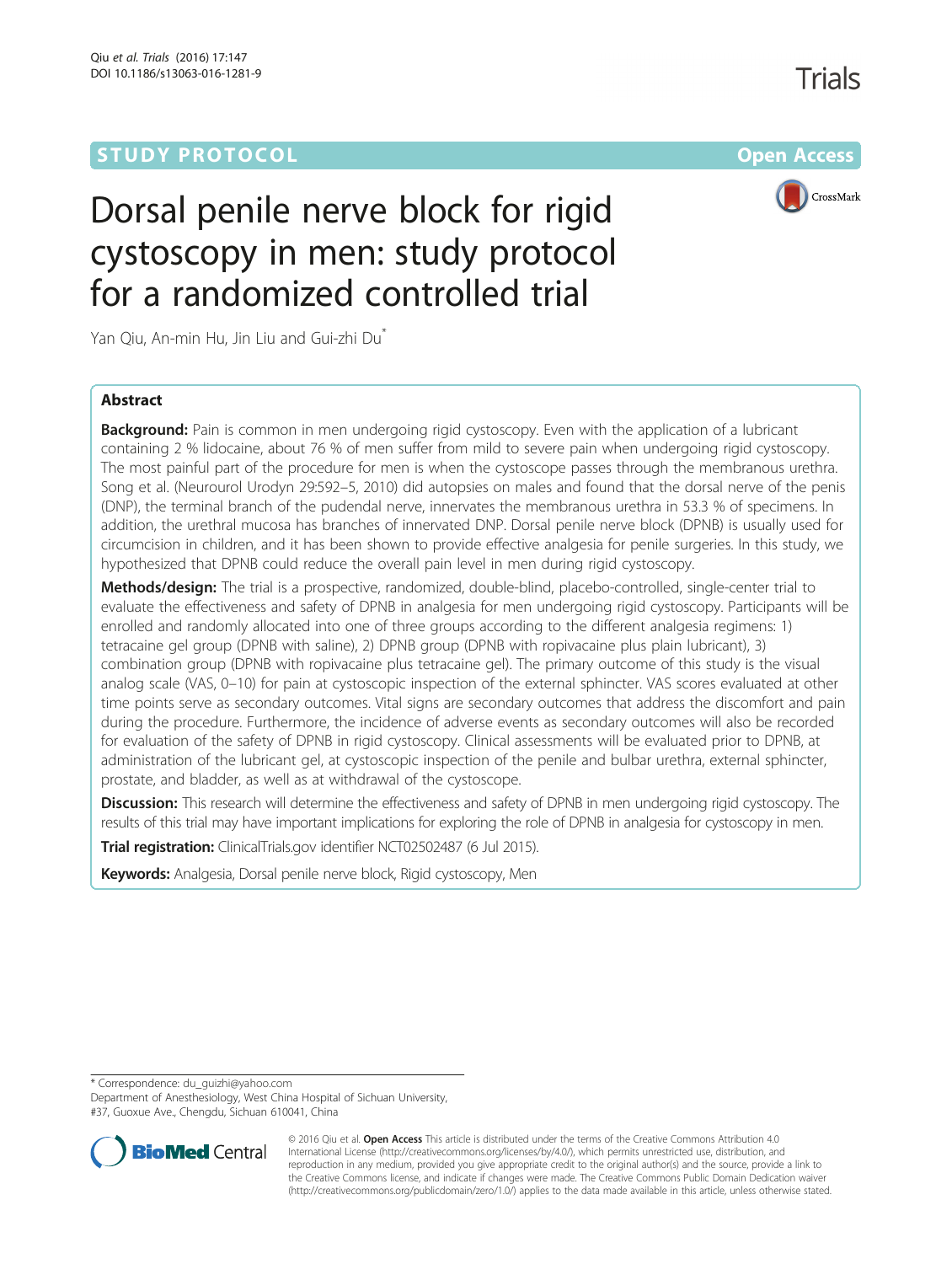STUDY PROTOCOL

Open Access

# Dorsal penile nerve block for rigid cystoscopy in men: study protocol for a randomized controlled trial

Yan Qiu, An-min Hu, Jin Liu and Gui-zhi Du*

## Abstract

**Background:** Pain is common in men undergoing rigid cystoscopy. Even with the application of a lubricant containing 2 % lidocaine, about 76 % of men suffer from mild to severe pain when undergoing rigid cystoscopy. The most painful part of the procedure for men is when the cystoscope passes through the membranous urethra. Song et al. (Neurourol Urodyn 29:592–5, 2010) did autopsies on males and found that the dorsal nerve of the penis (DNP), the terminal branch of the pudendal nerve, innervates the membranous urethra in 53.3 % of specimens. In addition, the urethral mucosa has branches of innervated DNP. Dorsal penile nerve block (DPNB) is usually used for circumcision in children, and it has been shown to provide effective analgesia for penile surgeries. In this study, we hypothesized that DPNB could reduce the overall pain level in men during rigid cystoscopy.

**Methods/design:** The trial is a prospective, randomized, double-blind, placebo-controlled, single-center trial to evaluate the effectiveness and safety of DPNB in analgesia for men undergoing rigid cystoscopy. Participants will be enrolled and randomly allocated into one of three groups according to the different analgesia regimens: 1) tetracaine gel group (DPNB with saline), 2) DPNB group (DPNB with ropivacaine plus plain lubricant), 3) combination group (DPNB with ropivacaine plus tetracaine gel). The primary outcome of this study is the visual analog scale (VAS, 0–10) for pain at cystoscopic inspection of the external sphincter. VAS scores evaluated at other time points serve as secondary outcomes. Vital signs are secondary outcomes that address the discomfort and pain during the procedure. Furthermore, the incidence of adverse events as secondary outcomes will also be recorded for evaluation of the safety of DPNB in rigid cystoscopy. Clinical assessments will be evaluated prior to DPNB, at administration of the lubricant gel, at cystoscopic inspection of the penile and bulbar urethra, external sphincter, prostate, and bladder, as well as at withdrawal of the cystoscope.

**Discussion:** This research will determine the effectiveness and safety of DPNB in men undergoing rigid cystoscopy. The results of this trial may have important implications for exploring the role of DPNB in analgesia for cystoscopy in men.

**Trial registration:** ClinicalTrials.gov identifier NCT02502487 (6 Jul 2015).

**Keywords:** Analgesia, Dorsal penile nerve block, Rigid cystoscopy, Men

---

* Correspondence: du_guizhi@yahoo.com
Department of Anesthesiology, West China Hospital of Sichuan University, #37, Guoxue Ave., Chengdu, Sichuan 610041, China

© 2016 Qiu et al. **Open Access** This article is distributed under the terms of the Creative Commons Attribution 4.0 International License (http://creativecommons.org/licenses/by/4.0/), which permits unrestricted use, distribution, and reproduction in any medium, provided you give appropriate credit to the original author(s) and the source, provide a link to the Creative Commons license, and indicate if changes were made. The Creative Commons Public Domain Dedication waiver (http://creativecommons.org/publicdomain/zero/1.0/) applies to the data made available in this article, unless otherwise stated.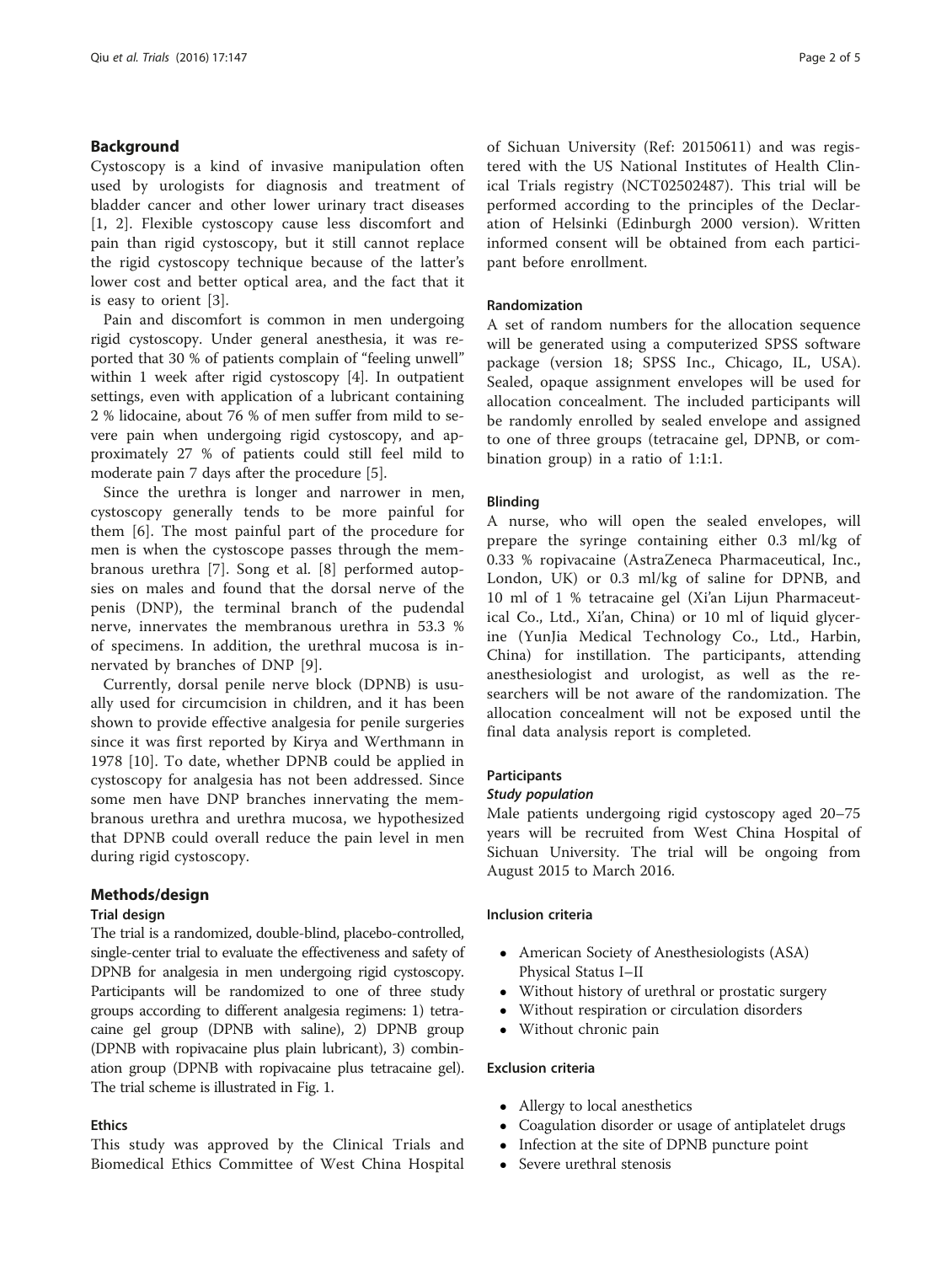## Background

Cystoscopy is a kind of invasive manipulation often used by urologists for diagnosis and treatment of bladder cancer and other lower urinary tract diseases [1, 2]. Flexible cystoscopy cause less discomfort and pain than rigid cystoscopy, but it still cannot replace the rigid cystoscopy technique because of the latter's lower cost and better optical area, and the fact that it is easy to orient [3].

Pain and discomfort is common in men undergoing rigid cystoscopy. Under general anesthesia, it was reported that 30 % of patients complain of "feeling unwell" within 1 week after rigid cystoscopy [4]. In outpatient settings, even with application of a lubricant containing 2 % lidocaine, about 76 % of men suffer from mild to severe pain when undergoing rigid cystoscopy, and approximately 27 % of patients could still feel mild to moderate pain 7 days after the procedure [5].

Since the urethra is longer and narrower in men, cystoscopy generally tends to be more painful for them [6]. The most painful part of the procedure for men is when the cystoscope passes through the membranous urethra [7]. Song et al. [8] performed autopsies on males and found that the dorsal nerve of the penis (DNP), the terminal branch of the pudendal nerve, innervates the membranous urethra in 53.3 % of specimens. In addition, the urethral mucosa is innervated by branches of DNP [9].

Currently, dorsal penile nerve block (DPNB) is usually used for circumcision in children, and it has been shown to provide effective analgesia for penile surgeries since it was first reported by Kirya and Werthmann in 1978 [10]. To date, whether DPNB could be applied in cystoscopy for analgesia has not been addressed. Since some men have DNP branches innervating the membranous urethra and urethra mucosa, we hypothesized that DPNB could overall reduce the pain level in men during rigid cystoscopy.

## Methods/design

### Trial design

The trial is a randomized, double-blind, placebo-controlled, single-center trial to evaluate the effectiveness and safety of DPNB for analgesia in men undergoing rigid cystoscopy. Participants will be randomized to one of three study groups according to different analgesia regimens: 1) tetracaine gel group (DPNB with saline), 2) DPNB group (DPNB with ropivacaine plus plain lubricant), 3) combination group (DPNB with ropivacaine plus tetracaine gel). The trial scheme is illustrated in Fig. 1.

### Ethics

This study was approved by the Clinical Trials and Biomedical Ethics Committee of West China Hospital of Sichuan University (Ref: 20150611) and was registered with the US National Institutes of Health Clinical Trials registry (NCT02502487). This trial will be performed according to the principles of the Declaration of Helsinki (Edinburgh 2000 version). Written informed consent will be obtained from each participant before enrollment.

### Randomization

A set of random numbers for the allocation sequence will be generated using a computerized SPSS software package (version 18; SPSS Inc., Chicago, IL, USA). Sealed, opaque assignment envelopes will be used for allocation concealment. The included participants will be randomly enrolled by sealed envelope and assigned to one of three groups (tetracaine gel, DPNB, or combination group) in a ratio of 1:1:1.

### Blinding

A nurse, who will open the sealed envelopes, will prepare the syringe containing either 0.3 ml/kg of 0.33 % ropivacaine (AstraZeneca Pharmaceutical, Inc., London, UK) or 0.3 ml/kg of saline for DPNB, and 10 ml of 1 % tetracaine gel (Xi'an Lijun Pharmaceutical Co., Ltd., Xi'an, China) or 10 ml of liquid glycerine (YunJia Medical Technology Co., Ltd., Harbin, China) for instillation. The participants, attending anesthesiologist and urologist, as well as the researchers will be not aware of the randomization. The allocation concealment will not be exposed until the final data analysis report is completed.

### Participants

#### *Study population*

Male patients undergoing rigid cystoscopy aged 20–75 years will be recruited from West China Hospital of Sichuan University. The trial will be ongoing from August 2015 to March 2016.

### Inclusion criteria

- American Society of Anesthesiologists (ASA) Physical Status I–II
- Without history of urethral or prostatic surgery
- Without respiration or circulation disorders
- Without chronic pain

### Exclusion criteria

- Allergy to local anesthetics
- Coagulation disorder or usage of antiplatelet drugs
- Infection at the site of DPNB puncture point
- Severe urethral stenosis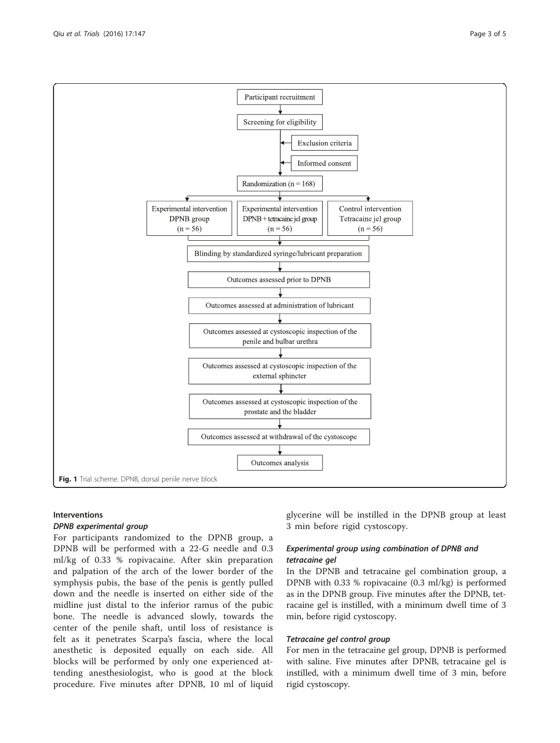Participant recruitment

Screening for eligibility

Exclusion criteria

Informed consent

Randomization (n = 168)

| Experimental intervention DPNB group (n = 56) | Experimental intervention DPNB + tetracaine jel group (n = 56) | Control intervention Tetracaine jel group (n = 56) |
| --- | --- | --- |

Blinding by standardized syringe/lubricant preparation

Outcomes assessed prior to DPNB

Outcomes assessed at administration of lubricant

Outcomes assessed at cystoscopic inspection of the penile and bulbar urethra

Outcomes assessed at cystoscopic inspection of the external sphincter

Outcomes assessed at cystoscopic inspection of the prostate and the bladder

Outcomes assessed at withdrawal of the cystoscope

Outcomes analysis

**Fig. 1** Trial scheme. DPNB, dorsal penile nerve block

## Interventions

### *DPNB experimental group*

For participants randomized to the DPNB group, a DPNB will be performed with a 22-G needle and 0.3 ml/kg of 0.33 % ropivacaine. After skin preparation and palpation of the arch of the lower border of the symphysis pubis, the base of the penis is gently pulled down and the needle is inserted on either side of the midline just distal to the inferior ramus of the pubic bone. The needle is advanced slowly, towards the center of the penile shaft, until loss of resistance is felt as it penetrates Scarpa's fascia, where the local anesthetic is deposited equally on each side. All blocks will be performed by only one experienced attending anesthesiologist, who is good at the block procedure. Five minutes after DPNB, 10 ml of liquid glycerine will be instilled in the DPNB group at least 3 min before rigid cystoscopy.

### *Experimental group using combination of DPNB and tetracaine gel*

In the DPNB and tetracaine gel combination group, a DPNB with 0.33 % ropivacaine (0.3 ml/kg) is performed as in the DPNB group. Five minutes after the DPNB, tetracaine gel is instilled, with a minimum dwell time of 3 min, before rigid cystoscopy.

### *Tetracaine gel control group*

For men in the tetracaine gel group, DPNB is performed with saline. Five minutes after DPNB, tetracaine gel is instilled, with a minimum dwell time of 3 min, before rigid cystoscopy.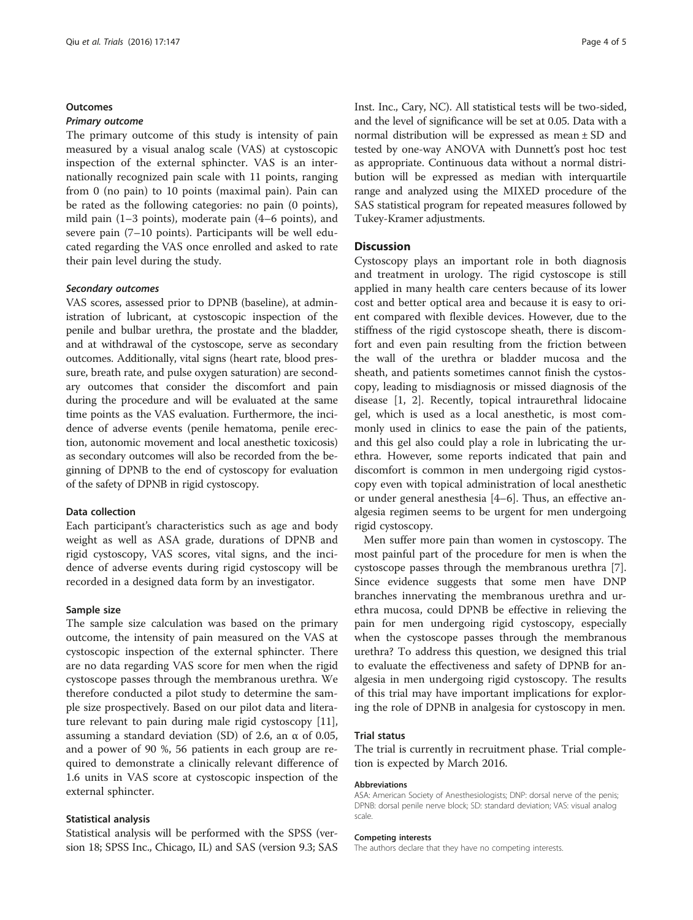### Outcomes

#### *Primary outcome*

The primary outcome of this study is intensity of pain measured by a visual analog scale (VAS) at cystoscopic inspection of the external sphincter. VAS is an internationally recognized pain scale with 11 points, ranging from 0 (no pain) to 10 points (maximal pain). Pain can be rated as the following categories: no pain (0 points), mild pain (1–3 points), moderate pain (4–6 points), and severe pain (7–10 points). Participants will be well educated regarding the VAS once enrolled and asked to rate their pain level during the study.

#### *Secondary outcomes*

VAS scores, assessed prior to DPNB (baseline), at administration of lubricant, at cystoscopic inspection of the penile and bulbar urethra, the prostate and the bladder, and at withdrawal of the cystoscope, serve as secondary outcomes. Additionally, vital signs (heart rate, blood pressure, breath rate, and pulse oxygen saturation) are secondary outcomes that consider the discomfort and pain during the procedure and will be evaluated at the same time points as the VAS evaluation. Furthermore, the incidence of adverse events (penile hematoma, penile erection, autonomic movement and local anesthetic toxicosis) as secondary outcomes will also be recorded from the beginning of DPNB to the end of cystoscopy for evaluation of the safety of DPNB in rigid cystoscopy.

### Data collection

Each participant's characteristics such as age and body weight as well as ASA grade, durations of DPNB and rigid cystoscopy, VAS scores, vital signs, and the incidence of adverse events during rigid cystoscopy will be recorded in a designed data form by an investigator.

### Sample size

The sample size calculation was based on the primary outcome, the intensity of pain measured on the VAS at cystoscopic inspection of the external sphincter. There are no data regarding VAS score for men when the rigid cystoscope passes through the membranous urethra. We therefore conducted a pilot study to determine the sample size prospectively. Based on our pilot data and literature relevant to pain during male rigid cystoscopy [11], assuming a standard deviation (SD) of 2.6, an $\alpha$ of 0.05, and a power of 90 %, 56 patients in each group are required to demonstrate a clinically relevant difference of 1.6 units in VAS score at cystoscopic inspection of the external sphincter.

### Statistical analysis

Statistical analysis will be performed with the SPSS (version 18; SPSS Inc., Chicago, IL) and SAS (version 9.3; SAS Inst. Inc., Cary, NC). All statistical tests will be two-sided, and the level of significance will be set at 0.05. Data with a normal distribution will be expressed as mean ± SD and tested by one-way ANOVA with Dunnett's post hoc test as appropriate. Continuous data without a normal distribution will be expressed as median with interquartile range and analyzed using the MIXED procedure of the SAS statistical program for repeated measures followed by Tukey-Kramer adjustments.

## Discussion

Cystoscopy plays an important role in both diagnosis and treatment in urology. The rigid cystoscope is still applied in many health care centers because of its lower cost and better optical area and because it is easy to orient compared with flexible devices. However, due to the stiffness of the rigid cystoscope sheath, there is discomfort and even pain resulting from the friction between the wall of the urethra or bladder mucosa and the sheath, and patients sometimes cannot finish the cystoscopy, leading to misdiagnosis or missed diagnosis of the disease [1, 2]. Recently, topical intraurethral lidocaine gel, which is used as a local anesthetic, is most commonly used in clinics to ease the pain of the patients, and this gel also could play a role in lubricating the urethra. However, some reports indicated that pain and discomfort is common in men undergoing rigid cystoscopy even with topical administration of local anesthetic or under general anesthesia [4–6]. Thus, an effective analgesia regimen seems to be urgent for men undergoing rigid cystoscopy.

Men suffer more pain than women in cystoscopy. The most painful part of the procedure for men is when the cystoscope passes through the membranous urethra [7]. Since evidence suggests that some men have DNP branches innervating the membranous urethra and urethra mucosa, could DPNB be effective in relieving the pain for men undergoing rigid cystoscopy, especially when the cystoscope passes through the membranous urethra? To address this question, we designed this trial to evaluate the effectiveness and safety of DPNB for analgesia in men undergoing rigid cystoscopy. The results of this trial may have important implications for exploring the role of DPNB in analgesia for cystoscopy in men.

### Trial status

The trial is currently in recruitment phase. Trial completion is expected by March 2016.

#### Abbreviations

ASA: American Society of Anesthesiologists; DNP: dorsal nerve of the penis; DPNB: dorsal penile nerve block; SD: standard deviation; VAS: visual analog scale.

#### Competing interests

The authors declare that they have no competing interests.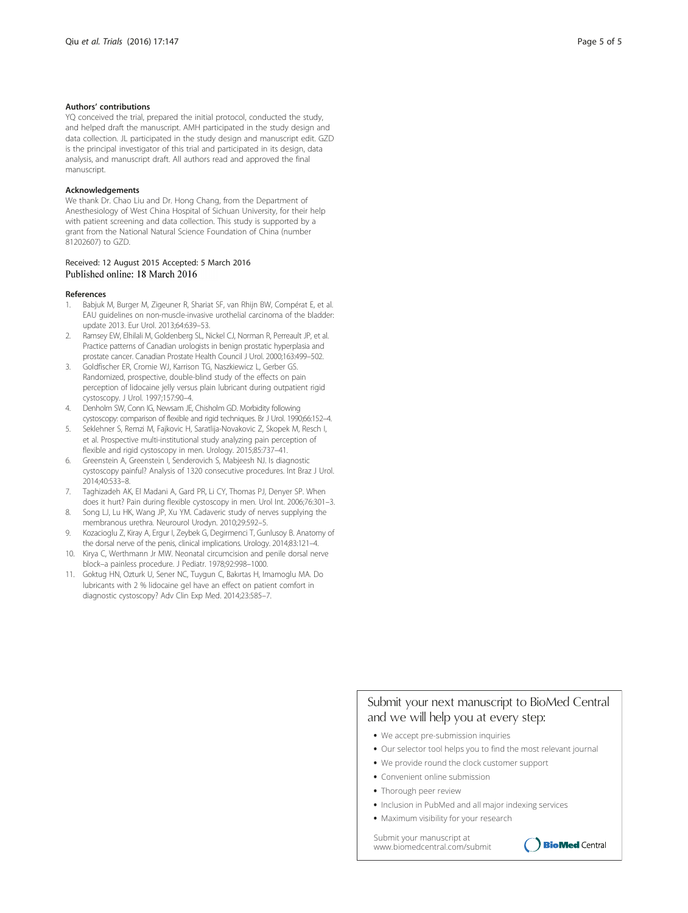### Authors' contributions

YQ conceived the trial, prepared the initial protocol, conducted the study, and helped draft the manuscript. AMH participated in the study design and data collection. JL participated in the study design and manuscript edit. GZD is the principal investigator of this trial and participated in its design, data analysis, and manuscript draft. All authors read and approved the final manuscript.

### Acknowledgements

We thank Dr. Chao Liu and Dr. Hong Chang, from the Department of Anesthesiology of West China Hospital of Sichuan University, for their help with patient screening and data collection. This study is supported by a grant from the National Natural Science Foundation of China (number 81202607) to GZD.

Received: 12 August 2015 Accepted: 5 March 2016
Published online: 18 March 2016

### References

1. Babjuk M, Burger M, Zigeuner R, Shariat SF, van Rhijn BW, Compérat E, et al. EAU guidelines on non-muscle-invasive urothelial carcinoma of the bladder: update 2013. Eur Urol. 2013;64:639–53.
2. Ramsey EW, Elhilali M, Goldenberg SL, Nickel CJ, Norman R, Perreault JP, et al. Practice patterns of Canadian urologists in benign prostatic hyperplasia and prostate cancer. Canadian Prostate Health Council J Urol. 2000;163:499–502.
3. Goldfischer ER, Cromie WJ, Karrison TG, Naszkiewicz L, Gerber GS. Randomized, prospective, double-blind study of the effects on pain perception of lidocaine jelly versus plain lubricant during outpatient rigid cystoscopy. J Urol. 1997;157:90–4.
4. Denholm SW, Conn IG, Newsam JE, Chisholm GD. Morbidity following cystoscopy: comparison of flexible and rigid techniques. Br J Urol. 1990;66:152–4.
5. Seklehner S, Remzi M, Fajkovic H, Saratlija-Novakovic Z, Skopek M, Resch I, et al. Prospective multi-institutional study analyzing pain perception of flexible and rigid cystoscopy in men. Urology. 2015;85:737–41.
6. Greenstein A, Greenstein I, Senderovich S, Mabjeesh NJ. Is diagnostic cystoscopy painful? Analysis of 1320 consecutive procedures. Int Braz J Urol. 2014;40:533–8.
7. Taghizadeh AK, El Madani A, Gard PR, Li CY, Thomas PJ, Denyer SP. When does it hurt? Pain during flexible cystoscopy in men. Urol Int. 2006;76:301–3.
8. Song LJ, Lu HK, Wang JP, Xu YM. Cadaveric study of nerves supplying the membranous urethra. Neurourol Urodyn. 2010;29:592–5.
9. Kozacioglu Z, Kiray A, Ergur I, Zeybek G, Degirmenci T, Gunlusoy B. Anatomy of the dorsal nerve of the penis, clinical implications. Urology. 2014;83:121–4.
10. Kirya C, Werthmann Jr MW. Neonatal circumcision and penile dorsal nerve block–a painless procedure. J Pediatr. 1978;92:998–1000.
11. Goktug HN, Ozturk U, Sener NC, Tuygun C, Bakırtas H, Imamoglu MA. Do lubricants with 2 % lidocaine gel have an effect on patient comfort in diagnostic cystoscopy? Adv Clin Exp Med. 2014;23:585–7.

Submit your next manuscript to BioMed Central and we will help you at every step:

- We accept pre-submission inquiries
- Our selector tool helps you to find the most relevant journal
- We provide round the clock customer support
- Convenient online submission
- Thorough peer review
- Inclusion in PubMed and all major indexing services
- Maximum visibility for your research

Submit your manuscript at
www.biomedcentral.com/submit

BioMed Central